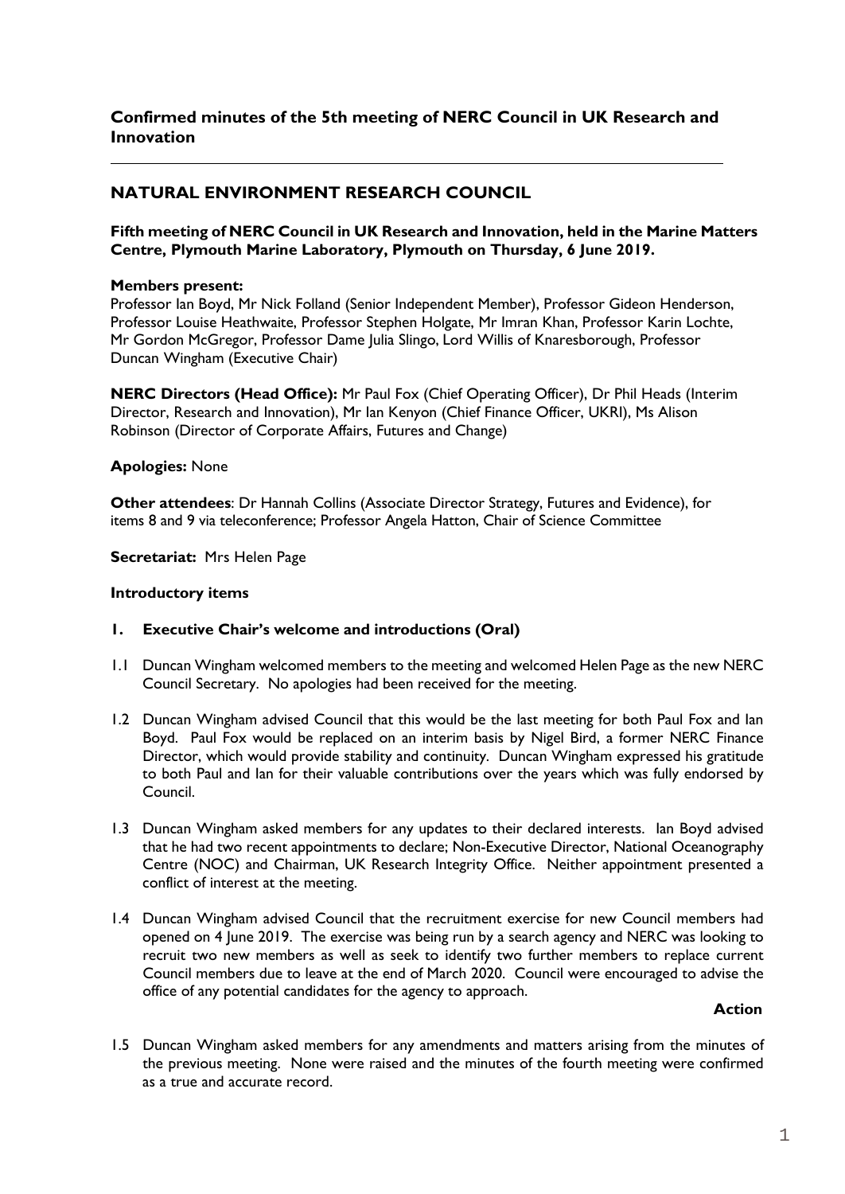**Confirmed minutes of the 5th meeting of NERC Council in UK Research and Innovation**

---

# NATURAL ENVIRONMENT RESEARCH COUNCIL

**Fifth meeting of NERC Council in UK Research and Innovation, held in the Marine Matters Centre, Plymouth Marine Laboratory, Plymouth on Thursday, 6 June 2019.**

**Members present:**
Professor Ian Boyd, Mr Nick Folland (Senior Independent Member), Professor Gideon Henderson, Professor Louise Heathwaite, Professor Stephen Holgate, Mr Imran Khan, Professor Karin Lochte, Mr Gordon McGregor, Professor Dame Julia Slingo, Lord Willis of Knaresborough, Professor Duncan Wingham (Executive Chair)

**NERC Directors (Head Office):** Mr Paul Fox (Chief Operating Officer), Dr Phil Heads (Interim Director, Research and Innovation), Mr Ian Kenyon (Chief Finance Officer, UKRI), Ms Alison Robinson (Director of Corporate Affairs, Futures and Change)

**Apologies:** None

**Other attendees**: Dr Hannah Collins (Associate Director Strategy, Futures and Evidence), for items 8 and 9 via teleconference; Professor Angela Hatton, Chair of Science Committee

**Secretariat:** Mrs Helen Page

**Introductory items**

## 1. Executive Chair's welcome and introductions (Oral)

1.1 Duncan Wingham welcomed members to the meeting and welcomed Helen Page as the new NERC Council Secretary. No apologies had been received for the meeting.

1.2 Duncan Wingham advised Council that this would be the last meeting for both Paul Fox and Ian Boyd. Paul Fox would be replaced on an interim basis by Nigel Bird, a former NERC Finance Director, which would provide stability and continuity. Duncan Wingham expressed his gratitude to both Paul and Ian for their valuable contributions over the years which was fully endorsed by Council.

1.3 Duncan Wingham asked members for any updates to their declared interests. Ian Boyd advised that he had two recent appointments to declare; Non-Executive Director, National Oceanography Centre (NOC) and Chairman, UK Research Integrity Office. Neither appointment presented a conflict of interest at the meeting.

1.4 Duncan Wingham advised Council that the recruitment exercise for new Council members had opened on 4 June 2019. The exercise was being run by a search agency and NERC was looking to recruit two new members as well as seek to identify two further members to replace current Council members due to leave at the end of March 2020. Council were encouraged to advise the office of any potential candidates for the agency to approach.

**Action**

1.5 Duncan Wingham asked members for any amendments and matters arising from the minutes of the previous meeting. None were raised and the minutes of the fourth meeting were confirmed as a true and accurate record.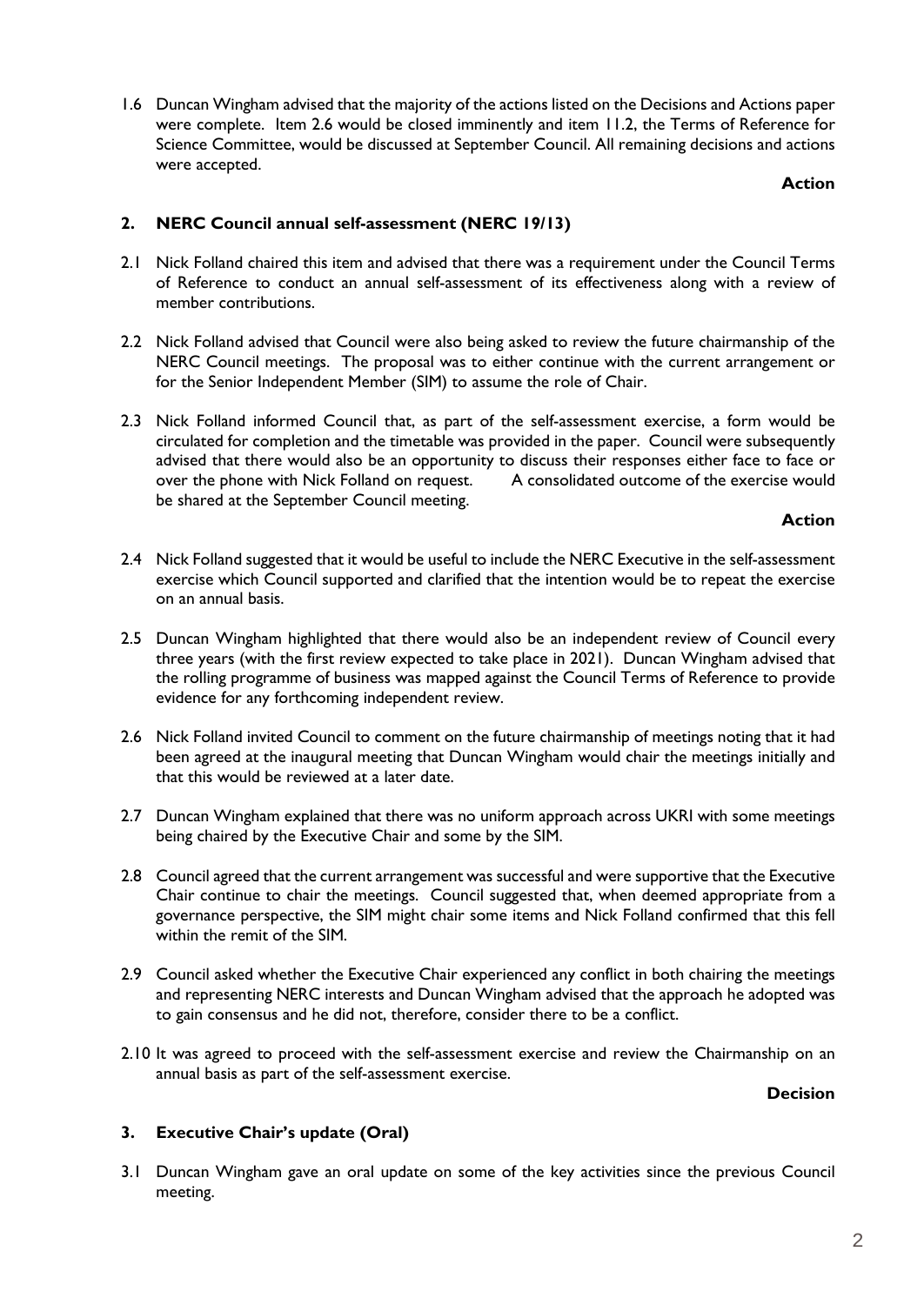1.6 Duncan Wingham advised that the majority of the actions listed on the Decisions and Actions paper were complete. Item 2.6 would be closed imminently and item 11.2, the Terms of Reference for Science Committee, would be discussed at September Council. All remaining decisions and actions were accepted.

**Action**

## 2. NERC Council annual self-assessment (NERC 19/13)

2.1 Nick Folland chaired this item and advised that there was a requirement under the Council Terms of Reference to conduct an annual self-assessment of its effectiveness along with a review of member contributions.

2.2 Nick Folland advised that Council were also being asked to review the future chairmanship of the NERC Council meetings. The proposal was to either continue with the current arrangement or for the Senior Independent Member (SIM) to assume the role of Chair.

2.3 Nick Folland informed Council that, as part of the self-assessment exercise, a form would be circulated for completion and the timetable was provided in the paper. Council were subsequently advised that there would also be an opportunity to discuss their responses either face to face or over the phone with Nick Folland on request. A consolidated outcome of the exercise would be shared at the September Council meeting.

**Action**

2.4 Nick Folland suggested that it would be useful to include the NERC Executive in the self-assessment exercise which Council supported and clarified that the intention would be to repeat the exercise on an annual basis.

2.5 Duncan Wingham highlighted that there would also be an independent review of Council every three years (with the first review expected to take place in 2021). Duncan Wingham advised that the rolling programme of business was mapped against the Council Terms of Reference to provide evidence for any forthcoming independent review.

2.6 Nick Folland invited Council to comment on the future chairmanship of meetings noting that it had been agreed at the inaugural meeting that Duncan Wingham would chair the meetings initially and that this would be reviewed at a later date.

2.7 Duncan Wingham explained that there was no uniform approach across UKRI with some meetings being chaired by the Executive Chair and some by the SIM.

2.8 Council agreed that the current arrangement was successful and were supportive that the Executive Chair continue to chair the meetings. Council suggested that, when deemed appropriate from a governance perspective, the SIM might chair some items and Nick Folland confirmed that this fell within the remit of the SIM.

2.9 Council asked whether the Executive Chair experienced any conflict in both chairing the meetings and representing NERC interests and Duncan Wingham advised that the approach he adopted was to gain consensus and he did not, therefore, consider there to be a conflict.

2.10 It was agreed to proceed with the self-assessment exercise and review the Chairmanship on an annual basis as part of the self-assessment exercise.

**Decision**

## 3. Executive Chair's update (Oral)

3.1 Duncan Wingham gave an oral update on some of the key activities since the previous Council meeting.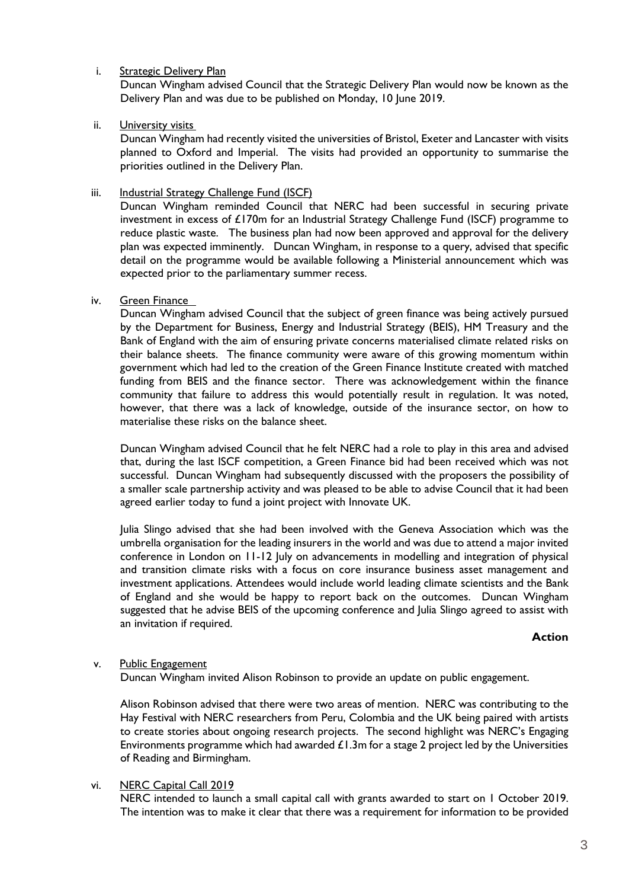i. Strategic Delivery Plan

Duncan Wingham advised Council that the Strategic Delivery Plan would now be known as the Delivery Plan and was due to be published on Monday, 10 June 2019.

ii. University visits

Duncan Wingham had recently visited the universities of Bristol, Exeter and Lancaster with visits planned to Oxford and Imperial. The visits had provided an opportunity to summarise the priorities outlined in the Delivery Plan.

iii. Industrial Strategy Challenge Fund (ISCF)

Duncan Wingham reminded Council that NERC had been successful in securing private investment in excess of £170m for an Industrial Strategy Challenge Fund (ISCF) programme to reduce plastic waste. The business plan had now been approved and approval for the delivery plan was expected imminently. Duncan Wingham, in response to a query, advised that specific detail on the programme would be available following a Ministerial announcement which was expected prior to the parliamentary summer recess.

iv. Green Finance

Duncan Wingham advised Council that the subject of green finance was being actively pursued by the Department for Business, Energy and Industrial Strategy (BEIS), HM Treasury and the Bank of England with the aim of ensuring private concerns materialised climate related risks on their balance sheets. The finance community were aware of this growing momentum within government which had led to the creation of the Green Finance Institute created with matched funding from BEIS and the finance sector. There was acknowledgement within the finance community that failure to address this would potentially result in regulation. It was noted, however, that there was a lack of knowledge, outside of the insurance sector, on how to materialise these risks on the balance sheet.

Duncan Wingham advised Council that he felt NERC had a role to play in this area and advised that, during the last ISCF competition, a Green Finance bid had been received which was not successful. Duncan Wingham had subsequently discussed with the proposers the possibility of a smaller scale partnership activity and was pleased to be able to advise Council that it had been agreed earlier today to fund a joint project with Innovate UK.

Julia Slingo advised that she had been involved with the Geneva Association which was the umbrella organisation for the leading insurers in the world and was due to attend a major invited conference in London on 11-12 July on advancements in modelling and integration of physical and transition climate risks with a focus on core insurance business asset management and investment applications. Attendees would include world leading climate scientists and the Bank of England and she would be happy to report back on the outcomes. Duncan Wingham suggested that he advise BEIS of the upcoming conference and Julia Slingo agreed to assist with an invitation if required.

**Action**

v. Public Engagement

Duncan Wingham invited Alison Robinson to provide an update on public engagement.

Alison Robinson advised that there were two areas of mention. NERC was contributing to the Hay Festival with NERC researchers from Peru, Colombia and the UK being paired with artists to create stories about ongoing research projects. The second highlight was NERC's Engaging Environments programme which had awarded £1.3m for a stage 2 project led by the Universities of Reading and Birmingham.

vi. NERC Capital Call 2019

NERC intended to launch a small capital call with grants awarded to start on 1 October 2019. The intention was to make it clear that there was a requirement for information to be provided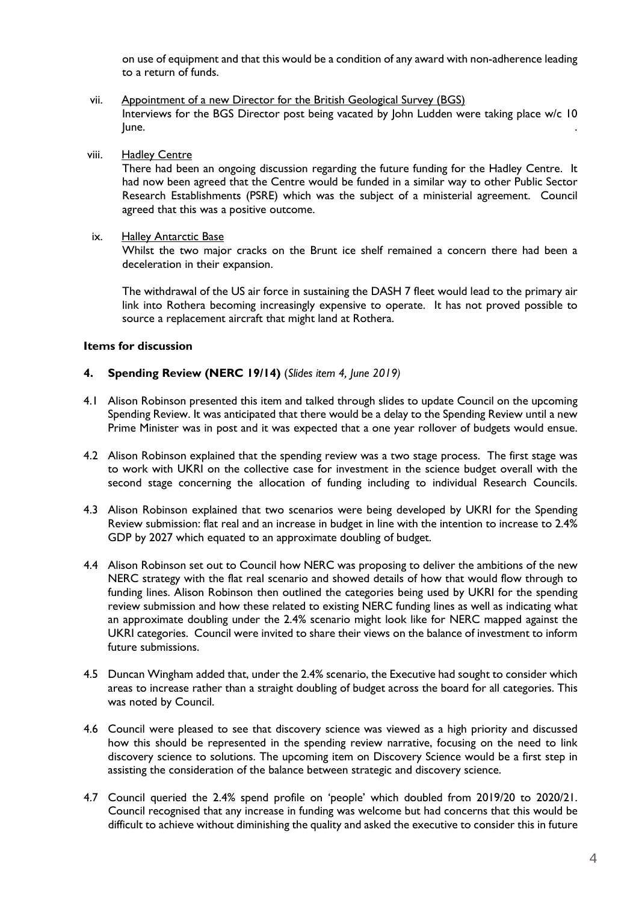on use of equipment and that this would be a condition of any award with non-adherence leading to a return of funds.

vii. Appointment of a new Director for the British Geological Survey (BGS)
Interviews for the BGS Director post being vacated by John Ludden were taking place w/c 10 June.

viii. Hadley Centre
There had been an ongoing discussion regarding the future funding for the Hadley Centre. It had now been agreed that the Centre would be funded in a similar way to other Public Sector Research Establishments (PSRE) which was the subject of a ministerial agreement. Council agreed that this was a positive outcome.

ix. Halley Antarctic Base
Whilst the two major cracks on the Brunt ice shelf remained a concern there had been a deceleration in their expansion.

The withdrawal of the US air force in sustaining the DASH 7 fleet would lead to the primary air link into Rothera becoming increasingly expensive to operate. It has not proved possible to source a replacement aircraft that might land at Rothera.

**Items for discussion**

**4. Spending Review (NERC 19/14)** (*Slides item 4, June 2019*)

4.1 Alison Robinson presented this item and talked through slides to update Council on the upcoming Spending Review. It was anticipated that there would be a delay to the Spending Review until a new Prime Minister was in post and it was expected that a one year rollover of budgets would ensue.

4.2 Alison Robinson explained that the spending review was a two stage process. The first stage was to work with UKRI on the collective case for investment in the science budget overall with the second stage concerning the allocation of funding including to individual Research Councils.

4.3 Alison Robinson explained that two scenarios were being developed by UKRI for the Spending Review submission: flat real and an increase in budget in line with the intention to increase to 2.4% GDP by 2027 which equated to an approximate doubling of budget.

4.4 Alison Robinson set out to Council how NERC was proposing to deliver the ambitions of the new NERC strategy with the flat real scenario and showed details of how that would flow through to funding lines. Alison Robinson then outlined the categories being used by UKRI for the spending review submission and how these related to existing NERC funding lines as well as indicating what an approximate doubling under the 2.4% scenario might look like for NERC mapped against the UKRI categories. Council were invited to share their views on the balance of investment to inform future submissions.

4.5 Duncan Wingham added that, under the 2.4% scenario, the Executive had sought to consider which areas to increase rather than a straight doubling of budget across the board for all categories. This was noted by Council.

4.6 Council were pleased to see that discovery science was viewed as a high priority and discussed how this should be represented in the spending review narrative, focusing on the need to link discovery science to solutions. The upcoming item on Discovery Science would be a first step in assisting the consideration of the balance between strategic and discovery science.

4.7 Council queried the 2.4% spend profile on 'people' which doubled from 2019/20 to 2020/21. Council recognised that any increase in funding was welcome but had concerns that this would be difficult to achieve without diminishing the quality and asked the executive to consider this in future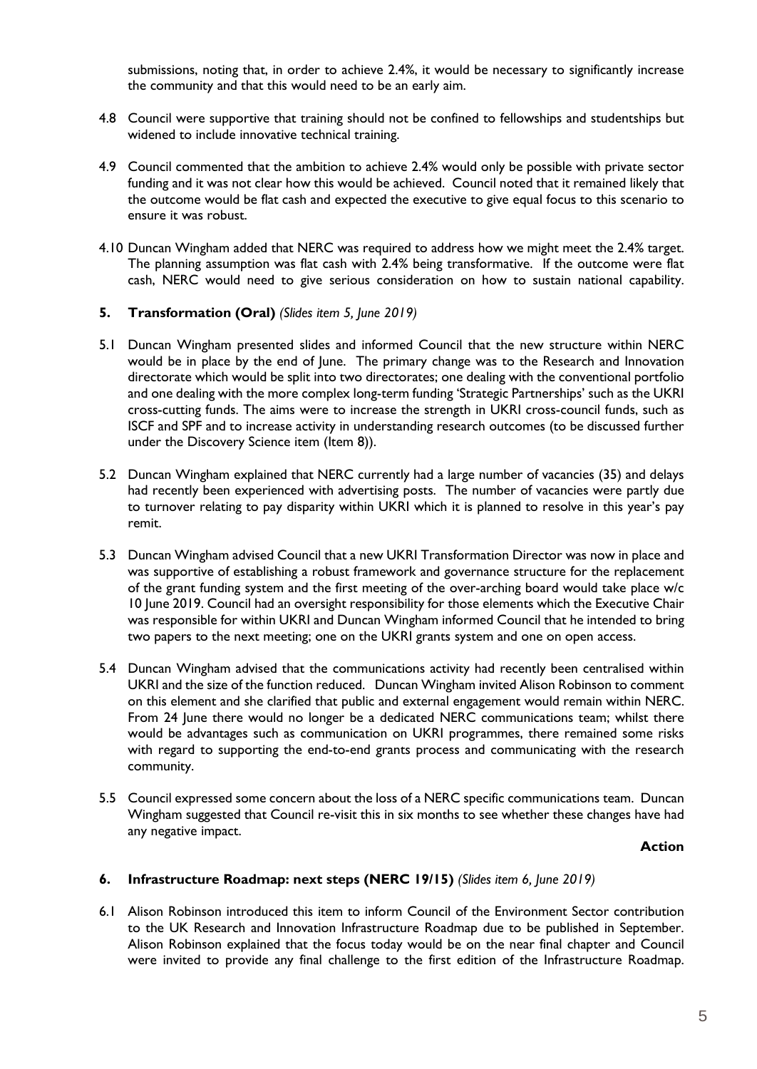submissions, noting that, in order to achieve 2.4%, it would be necessary to significantly increase the community and that this would need to be an early aim.

4.8 Council were supportive that training should not be confined to fellowships and studentships but widened to include innovative technical training.

4.9 Council commented that the ambition to achieve 2.4% would only be possible with private sector funding and it was not clear how this would be achieved. Council noted that it remained likely that the outcome would be flat cash and expected the executive to give equal focus to this scenario to ensure it was robust.

4.10 Duncan Wingham added that NERC was required to address how we might meet the 2.4% target. The planning assumption was flat cash with 2.4% being transformative. If the outcome were flat cash, NERC would need to give serious consideration on how to sustain national capability.

## 5. Transformation (Oral) *(Slides item 5, June 2019)*

5.1 Duncan Wingham presented slides and informed Council that the new structure within NERC would be in place by the end of June. The primary change was to the Research and Innovation directorate which would be split into two directorates; one dealing with the conventional portfolio and one dealing with the more complex long-term funding 'Strategic Partnerships' such as the UKRI cross-cutting funds. The aims were to increase the strength in UKRI cross-council funds, such as ISCF and SPF and to increase activity in understanding research outcomes (to be discussed further under the Discovery Science item (Item 8)).

5.2 Duncan Wingham explained that NERC currently had a large number of vacancies (35) and delays had recently been experienced with advertising posts. The number of vacancies were partly due to turnover relating to pay disparity within UKRI which it is planned to resolve in this year's pay remit.

5.3 Duncan Wingham advised Council that a new UKRI Transformation Director was now in place and was supportive of establishing a robust framework and governance structure for the replacement of the grant funding system and the first meeting of the over-arching board would take place w/c 10 June 2019. Council had an oversight responsibility for those elements which the Executive Chair was responsible for within UKRI and Duncan Wingham informed Council that he intended to bring two papers to the next meeting; one on the UKRI grants system and one on open access.

5.4 Duncan Wingham advised that the communications activity had recently been centralised within UKRI and the size of the function reduced. Duncan Wingham invited Alison Robinson to comment on this element and she clarified that public and external engagement would remain within NERC. From 24 June there would no longer be a dedicated NERC communications team; whilst there would be advantages such as communication on UKRI programmes, there remained some risks with regard to supporting the end-to-end grants process and communicating with the research community.

5.5 Council expressed some concern about the loss of a NERC specific communications team. Duncan Wingham suggested that Council re-visit this in six months to see whether these changes have had any negative impact.

**Action**

## 6. Infrastructure Roadmap: next steps (NERC 19/15) *(Slides item 6, June 2019)*

6.1 Alison Robinson introduced this item to inform Council of the Environment Sector contribution to the UK Research and Innovation Infrastructure Roadmap due to be published in September. Alison Robinson explained that the focus today would be on the near final chapter and Council were invited to provide any final challenge to the first edition of the Infrastructure Roadmap.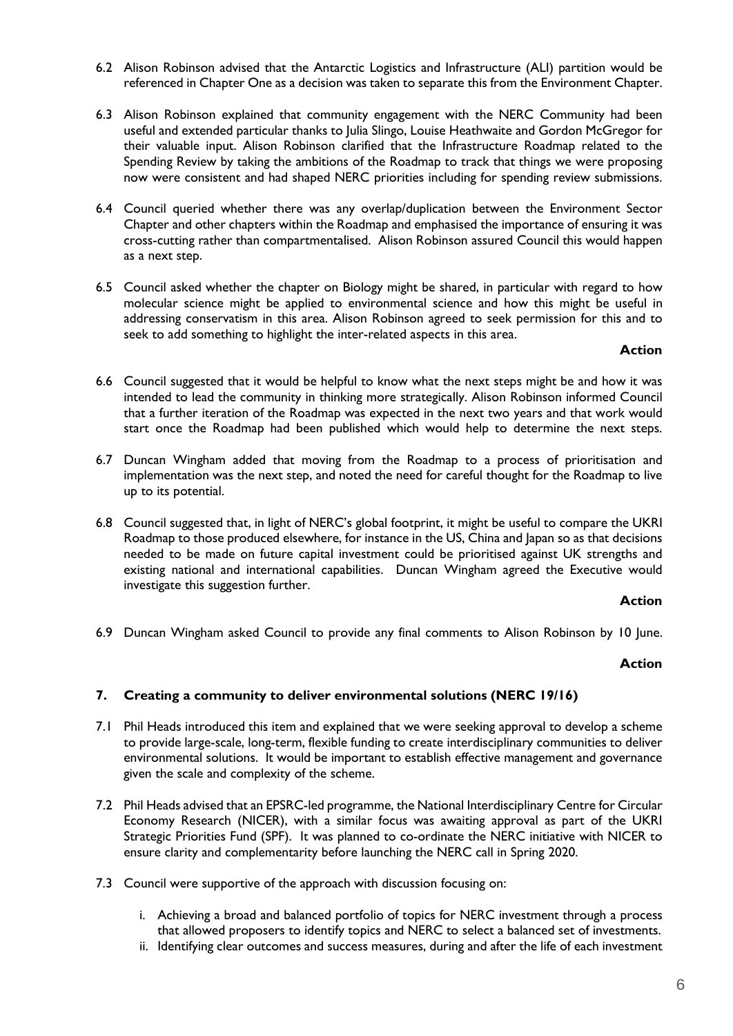6.2 Alison Robinson advised that the Antarctic Logistics and Infrastructure (ALI) partition would be referenced in Chapter One as a decision was taken to separate this from the Environment Chapter.

6.3 Alison Robinson explained that community engagement with the NERC Community had been useful and extended particular thanks to Julia Slingo, Louise Heathwaite and Gordon McGregor for their valuable input. Alison Robinson clarified that the Infrastructure Roadmap related to the Spending Review by taking the ambitions of the Roadmap to track that things we were proposing now were consistent and had shaped NERC priorities including for spending review submissions.

6.4 Council queried whether there was any overlap/duplication between the Environment Sector Chapter and other chapters within the Roadmap and emphasised the importance of ensuring it was cross-cutting rather than compartmentalised. Alison Robinson assured Council this would happen as a next step.

6.5 Council asked whether the chapter on Biology might be shared, in particular with regard to how molecular science might be applied to environmental science and how this might be useful in addressing conservatism in this area. Alison Robinson agreed to seek permission for this and to seek to add something to highlight the inter-related aspects in this area.

**Action**

6.6 Council suggested that it would be helpful to know what the next steps might be and how it was intended to lead the community in thinking more strategically. Alison Robinson informed Council that a further iteration of the Roadmap was expected in the next two years and that work would start once the Roadmap had been published which would help to determine the next steps.

6.7 Duncan Wingham added that moving from the Roadmap to a process of prioritisation and implementation was the next step, and noted the need for careful thought for the Roadmap to live up to its potential.

6.8 Council suggested that, in light of NERC's global footprint, it might be useful to compare the UKRI Roadmap to those produced elsewhere, for instance in the US, China and Japan so as that decisions needed to be made on future capital investment could be prioritised against UK strengths and existing national and international capabilities. Duncan Wingham agreed the Executive would investigate this suggestion further.

**Action**

6.9 Duncan Wingham asked Council to provide any final comments to Alison Robinson by 10 June.

**Action**

## 7. Creating a community to deliver environmental solutions (NERC 19/16)

7.1 Phil Heads introduced this item and explained that we were seeking approval to develop a scheme to provide large-scale, long-term, flexible funding to create interdisciplinary communities to deliver environmental solutions. It would be important to establish effective management and governance given the scale and complexity of the scheme.

7.2 Phil Heads advised that an EPSRC-led programme, the National Interdisciplinary Centre for Circular Economy Research (NICER), with a similar focus was awaiting approval as part of the UKRI Strategic Priorities Fund (SPF). It was planned to co-ordinate the NERC initiative with NICER to ensure clarity and complementarity before launching the NERC call in Spring 2020.

7.3 Council were supportive of the approach with discussion focusing on:

i. Achieving a broad and balanced portfolio of topics for NERC investment through a process that allowed proposers to identify topics and NERC to select a balanced set of investments.
ii. Identifying clear outcomes and success measures, during and after the life of each investment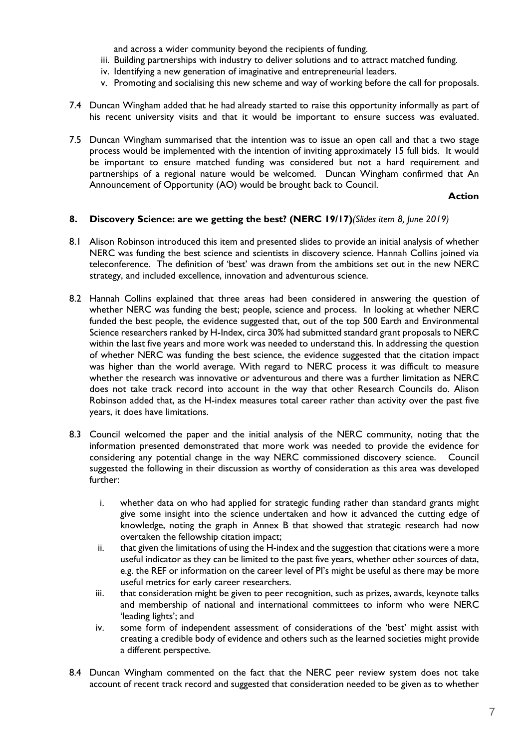and across a wider community beyond the recipients of funding.

iii. Building partnerships with industry to deliver solutions and to attract matched funding.
iv. Identifying a new generation of imaginative and entrepreneurial leaders.
v. Promoting and socialising this new scheme and way of working before the call for proposals.

7.4 Duncan Wingham added that he had already started to raise this opportunity informally as part of his recent university visits and that it would be important to ensure success was evaluated.

7.5 Duncan Wingham summarised that the intention was to issue an open call and that a two stage process would be implemented with the intention of inviting approximately 15 full bids. It would be important to ensure matched funding was considered but not a hard requirement and partnerships of a regional nature would be welcomed. Duncan Wingham confirmed that An Announcement of Opportunity (AO) would be brought back to Council.

**Action**

**8. Discovery Science: are we getting the best? (NERC 19/17)***(Slides item 8, June 2019)*

8.1 Alison Robinson introduced this item and presented slides to provide an initial analysis of whether NERC was funding the best science and scientists in discovery science. Hannah Collins joined via teleconference. The definition of 'best' was drawn from the ambitions set out in the new NERC strategy, and included excellence, innovation and adventurous science.

8.2 Hannah Collins explained that three areas had been considered in answering the question of whether NERC was funding the best; people, science and process. In looking at whether NERC funded the best people, the evidence suggested that, out of the top 500 Earth and Environmental Science researchers ranked by H-Index, circa 30% had submitted standard grant proposals to NERC within the last five years and more work was needed to understand this. In addressing the question of whether NERC was funding the best science, the evidence suggested that the citation impact was higher than the world average. With regard to NERC process it was difficult to measure whether the research was innovative or adventurous and there was a further limitation as NERC does not take track record into account in the way that other Research Councils do. Alison Robinson added that, as the H-index measures total career rather than activity over the past five years, it does have limitations.

8.3 Council welcomed the paper and the initial analysis of the NERC community, noting that the information presented demonstrated that more work was needed to provide the evidence for considering any potential change in the way NERC commissioned discovery science. Council suggested the following in their discussion as worthy of consideration as this area was developed further:

i. whether data on who had applied for strategic funding rather than standard grants might give some insight into the science undertaken and how it advanced the cutting edge of knowledge, noting the graph in Annex B that showed that strategic research had now overtaken the fellowship citation impact;
ii. that given the limitations of using the H-index and the suggestion that citations were a more useful indicator as they can be limited to the past five years, whether other sources of data, e.g. the REF or information on the career level of PI's might be useful as there may be more useful metrics for early career researchers.
iii. that consideration might be given to peer recognition, such as prizes, awards, keynote talks and membership of national and international committees to inform who were NERC 'leading lights'; and
iv. some form of independent assessment of considerations of the 'best' might assist with creating a credible body of evidence and others such as the learned societies might provide a different perspective.

8.4 Duncan Wingham commented on the fact that the NERC peer review system does not take account of recent track record and suggested that consideration needed to be given as to whether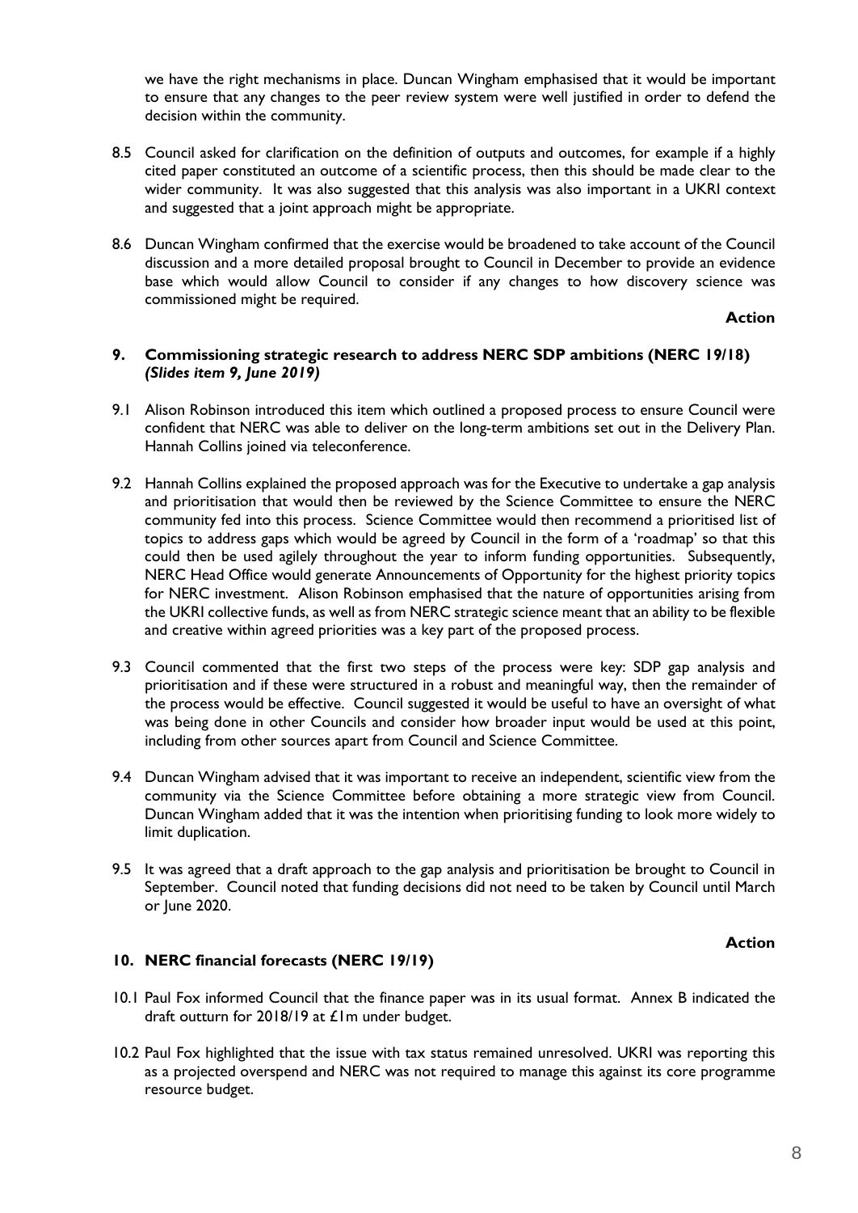we have the right mechanisms in place. Duncan Wingham emphasised that it would be important to ensure that any changes to the peer review system were well justified in order to defend the decision within the community.

8.5 Council asked for clarification on the definition of outputs and outcomes, for example if a highly cited paper constituted an outcome of a scientific process, then this should be made clear to the wider community. It was also suggested that this analysis was also important in a UKRI context and suggested that a joint approach might be appropriate.

8.6 Duncan Wingham confirmed that the exercise would be broadened to take account of the Council discussion and a more detailed proposal brought to Council in December to provide an evidence base which would allow Council to consider if any changes to how discovery science was commissioned might be required.

**Action**

## 9. Commissioning strategic research to address NERC SDP ambitions (NERC 19/18) *(Slides item 9, June 2019)*

9.1 Alison Robinson introduced this item which outlined a proposed process to ensure Council were confident that NERC was able to deliver on the long-term ambitions set out in the Delivery Plan. Hannah Collins joined via teleconference.

9.2 Hannah Collins explained the proposed approach was for the Executive to undertake a gap analysis and prioritisation that would then be reviewed by the Science Committee to ensure the NERC community fed into this process. Science Committee would then recommend a prioritised list of topics to address gaps which would be agreed by Council in the form of a 'roadmap' so that this could then be used agilely throughout the year to inform funding opportunities. Subsequently, NERC Head Office would generate Announcements of Opportunity for the highest priority topics for NERC investment. Alison Robinson emphasised that the nature of opportunities arising from the UKRI collective funds, as well as from NERC strategic science meant that an ability to be flexible and creative within agreed priorities was a key part of the proposed process.

9.3 Council commented that the first two steps of the process were key: SDP gap analysis and prioritisation and if these were structured in a robust and meaningful way, then the remainder of the process would be effective. Council suggested it would be useful to have an oversight of what was being done in other Councils and consider how broader input would be used at this point, including from other sources apart from Council and Science Committee.

9.4 Duncan Wingham advised that it was important to receive an independent, scientific view from the community via the Science Committee before obtaining a more strategic view from Council. Duncan Wingham added that it was the intention when prioritising funding to look more widely to limit duplication.

9.5 It was agreed that a draft approach to the gap analysis and prioritisation be brought to Council in September. Council noted that funding decisions did not need to be taken by Council until March or June 2020.

**Action**

## 10. NERC financial forecasts (NERC 19/19)

10.1 Paul Fox informed Council that the finance paper was in its usual format. Annex B indicated the draft outturn for 2018/19 at £1m under budget.

10.2 Paul Fox highlighted that the issue with tax status remained unresolved. UKRI was reporting this as a projected overspend and NERC was not required to manage this against its core programme resource budget.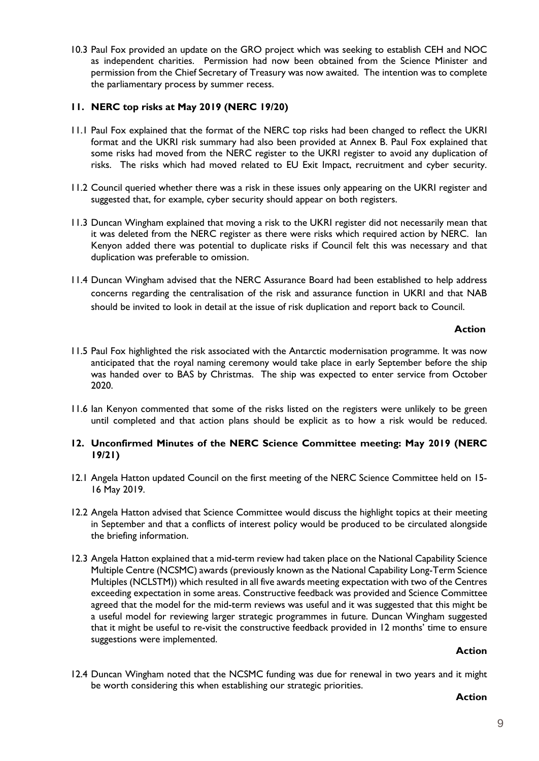10.3 Paul Fox provided an update on the GRO project which was seeking to establish CEH and NOC as independent charities. Permission had now been obtained from the Science Minister and permission from the Chief Secretary of Treasury was now awaited. The intention was to complete the parliamentary process by summer recess.

## 11. NERC top risks at May 2019 (NERC 19/20)

11.1 Paul Fox explained that the format of the NERC top risks had been changed to reflect the UKRI format and the UKRI risk summary had also been provided at Annex B. Paul Fox explained that some risks had moved from the NERC register to the UKRI register to avoid any duplication of risks. The risks which had moved related to EU Exit Impact, recruitment and cyber security.

11.2 Council queried whether there was a risk in these issues only appearing on the UKRI register and suggested that, for example, cyber security should appear on both registers.

11.3 Duncan Wingham explained that moving a risk to the UKRI register did not necessarily mean that it was deleted from the NERC register as there were risks which required action by NERC. Ian Kenyon added there was potential to duplicate risks if Council felt this was necessary and that duplication was preferable to omission.

11.4 Duncan Wingham advised that the NERC Assurance Board had been established to help address concerns regarding the centralisation of the risk and assurance function in UKRI and that NAB should be invited to look in detail at the issue of risk duplication and report back to Council.

**Action**

11.5 Paul Fox highlighted the risk associated with the Antarctic modernisation programme. It was now anticipated that the royal naming ceremony would take place in early September before the ship was handed over to BAS by Christmas. The ship was expected to enter service from October 2020.

11.6 Ian Kenyon commented that some of the risks listed on the registers were unlikely to be green until completed and that action plans should be explicit as to how a risk would be reduced.

## 12. Unconfirmed Minutes of the NERC Science Committee meeting: May 2019 (NERC 19/21)

12.1 Angela Hatton updated Council on the first meeting of the NERC Science Committee held on 15-16 May 2019.

12.2 Angela Hatton advised that Science Committee would discuss the highlight topics at their meeting in September and that a conflicts of interest policy would be produced to be circulated alongside the briefing information.

12.3 Angela Hatton explained that a mid-term review had taken place on the National Capability Science Multiple Centre (NCSMC) awards (previously known as the National Capability Long-Term Science Multiples (NCLSTM)) which resulted in all five awards meeting expectation with two of the Centres exceeding expectation in some areas. Constructive feedback was provided and Science Committee agreed that the model for the mid-term reviews was useful and it was suggested that this might be a useful model for reviewing larger strategic programmes in future. Duncan Wingham suggested that it might be useful to re-visit the constructive feedback provided in 12 months' time to ensure suggestions were implemented.

**Action**

12.4 Duncan Wingham noted that the NCSMC funding was due for renewal in two years and it might be worth considering this when establishing our strategic priorities.

**Action**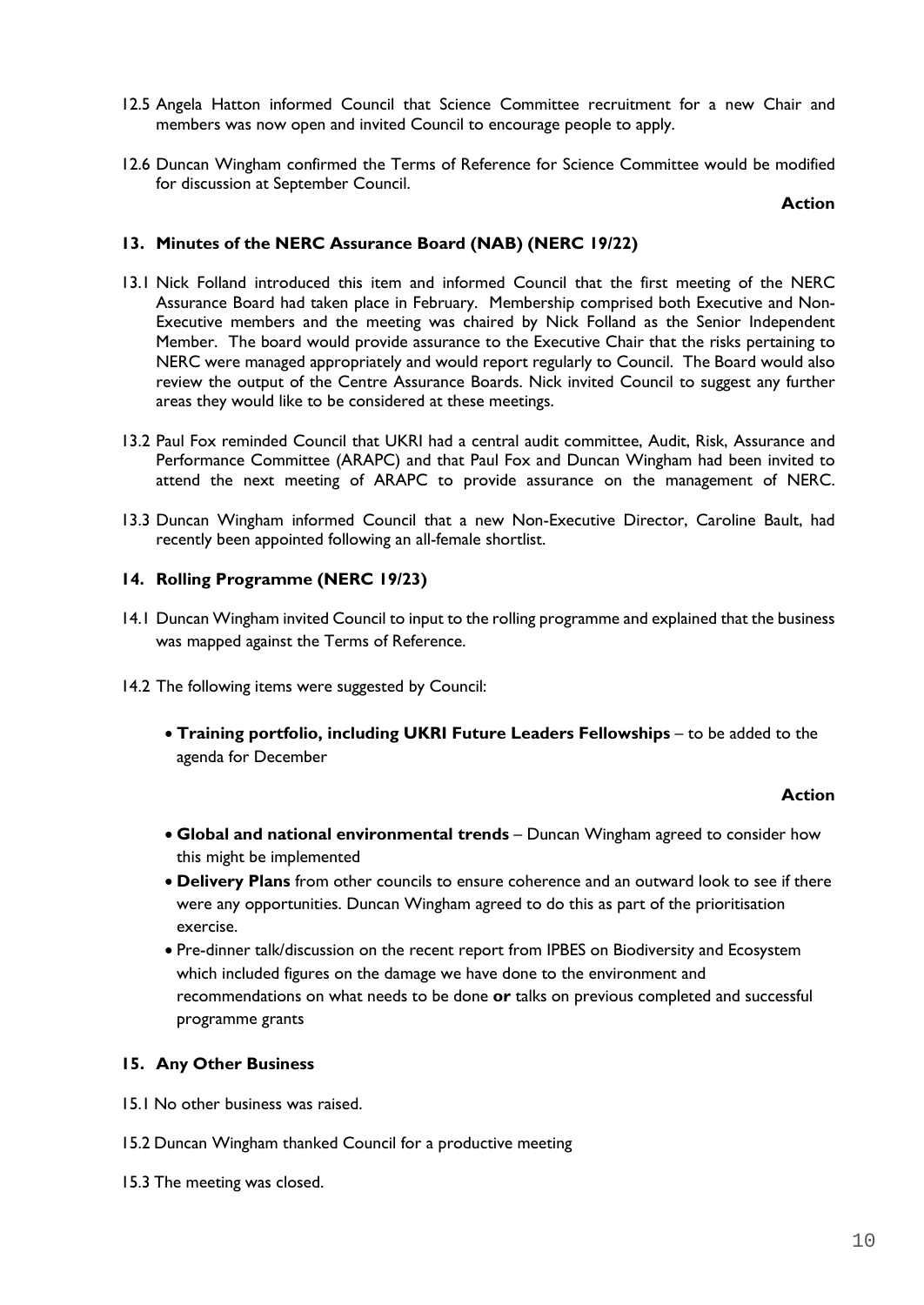12.5 Angela Hatton informed Council that Science Committee recruitment for a new Chair and members was now open and invited Council to encourage people to apply.

12.6 Duncan Wingham confirmed the Terms of Reference for Science Committee would be modified for discussion at September Council.

**Action**

## 13. Minutes of the NERC Assurance Board (NAB) (NERC 19/22)

13.1 Nick Folland introduced this item and informed Council that the first meeting of the NERC Assurance Board had taken place in February. Membership comprised both Executive and Non-Executive members and the meeting was chaired by Nick Folland as the Senior Independent Member. The board would provide assurance to the Executive Chair that the risks pertaining to NERC were managed appropriately and would report regularly to Council. The Board would also review the output of the Centre Assurance Boards. Nick invited Council to suggest any further areas they would like to be considered at these meetings.

13.2 Paul Fox reminded Council that UKRI had a central audit committee, Audit, Risk, Assurance and Performance Committee (ARAPC) and that Paul Fox and Duncan Wingham had been invited to attend the next meeting of ARAPC to provide assurance on the management of NERC.

13.3 Duncan Wingham informed Council that a new Non-Executive Director, Caroline Bault, had recently been appointed following an all-female shortlist.

## 14. Rolling Programme (NERC 19/23)

14.1 Duncan Wingham invited Council to input to the rolling programme and explained that the business was mapped against the Terms of Reference.

14.2 The following items were suggested by Council:

- **Training portfolio, including UKRI Future Leaders Fellowships** – to be added to the agenda for December

**Action**

- **Global and national environmental trends** – Duncan Wingham agreed to consider how this might be implemented
- **Delivery Plans** from other councils to ensure coherence and an outward look to see if there were any opportunities. Duncan Wingham agreed to do this as part of the prioritisation exercise.
- Pre-dinner talk/discussion on the recent report from IPBES on Biodiversity and Ecosystem which included figures on the damage we have done to the environment and recommendations on what needs to be done **or** talks on previous completed and successful programme grants

## 15. Any Other Business

15.1 No other business was raised.

15.2 Duncan Wingham thanked Council for a productive meeting

15.3 The meeting was closed.